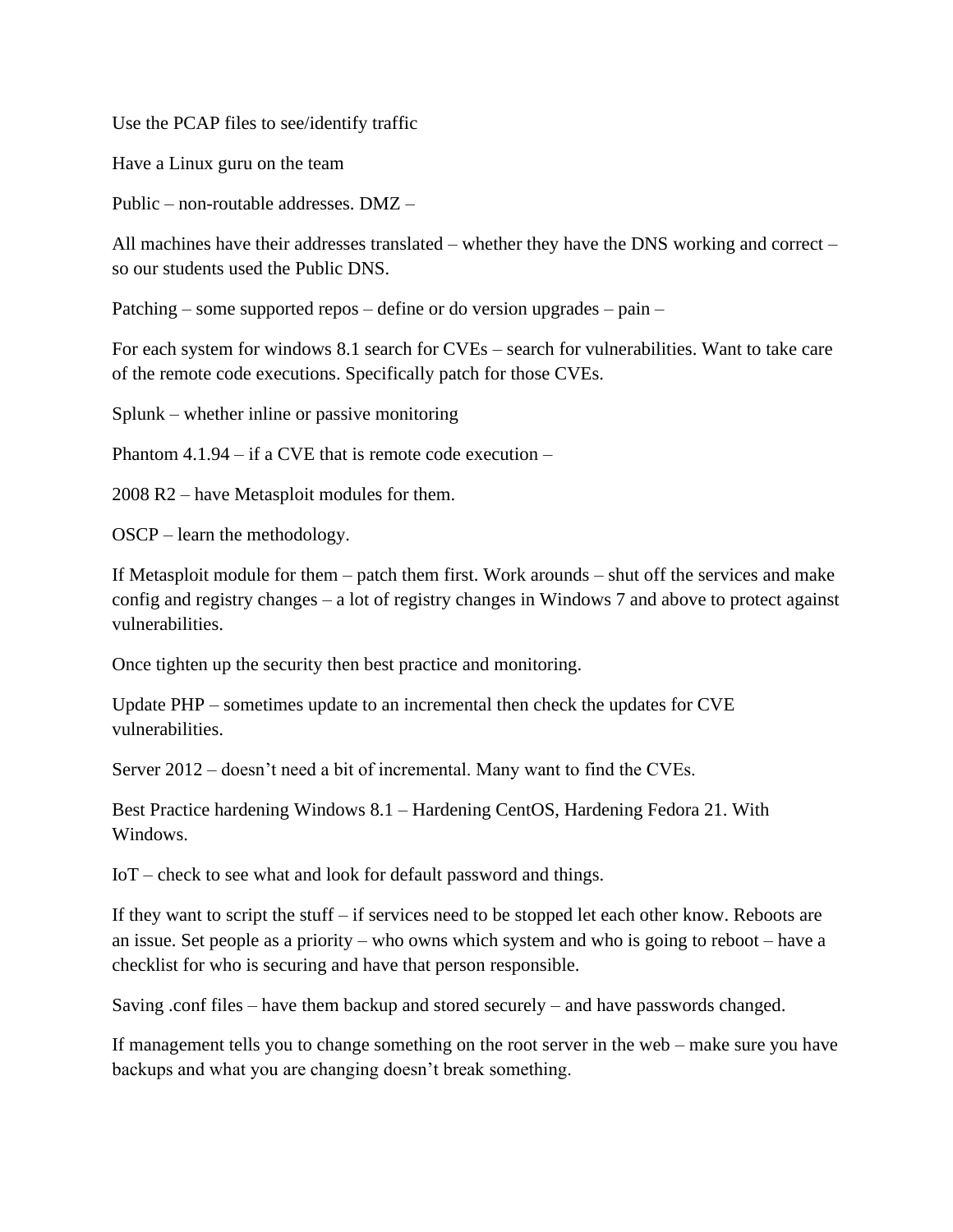Use the PCAP files to see/identify traffic

Have a Linux guru on the team

Public – non-routable addresses. DMZ –

All machines have their addresses translated – whether they have the DNS working and correct – so our students used the Public DNS.

Patching – some supported repos – define or do version upgrades – pain –

For each system for windows 8.1 search for CVEs – search for vulnerabilities. Want to take care of the remote code executions. Specifically patch for those CVEs.

Splunk – whether inline or passive monitoring

Phantom 4.1.94 – if a CVE that is remote code execution –

2008 R2 – have Metasploit modules for them.

OSCP – learn the methodology.

If Metasploit module for them – patch them first. Work arounds – shut off the services and make config and registry changes – a lot of registry changes in Windows 7 and above to protect against vulnerabilities.

Once tighten up the security then best practice and monitoring.

Update PHP – sometimes update to an incremental then check the updates for CVE vulnerabilities.

Server 2012 – doesn't need a bit of incremental. Many want to find the CVEs.

Best Practice hardening Windows 8.1 – Hardening CentOS, Hardening Fedora 21. With Windows.

IoT – check to see what and look for default password and things.

If they want to script the stuff – if services need to be stopped let each other know. Reboots are an issue. Set people as a priority – who owns which system and who is going to reboot – have a checklist for who is securing and have that person responsible.

Saving .conf files – have them backup and stored securely – and have passwords changed.

If management tells you to change something on the root server in the web – make sure you have backups and what you are changing doesn't break something.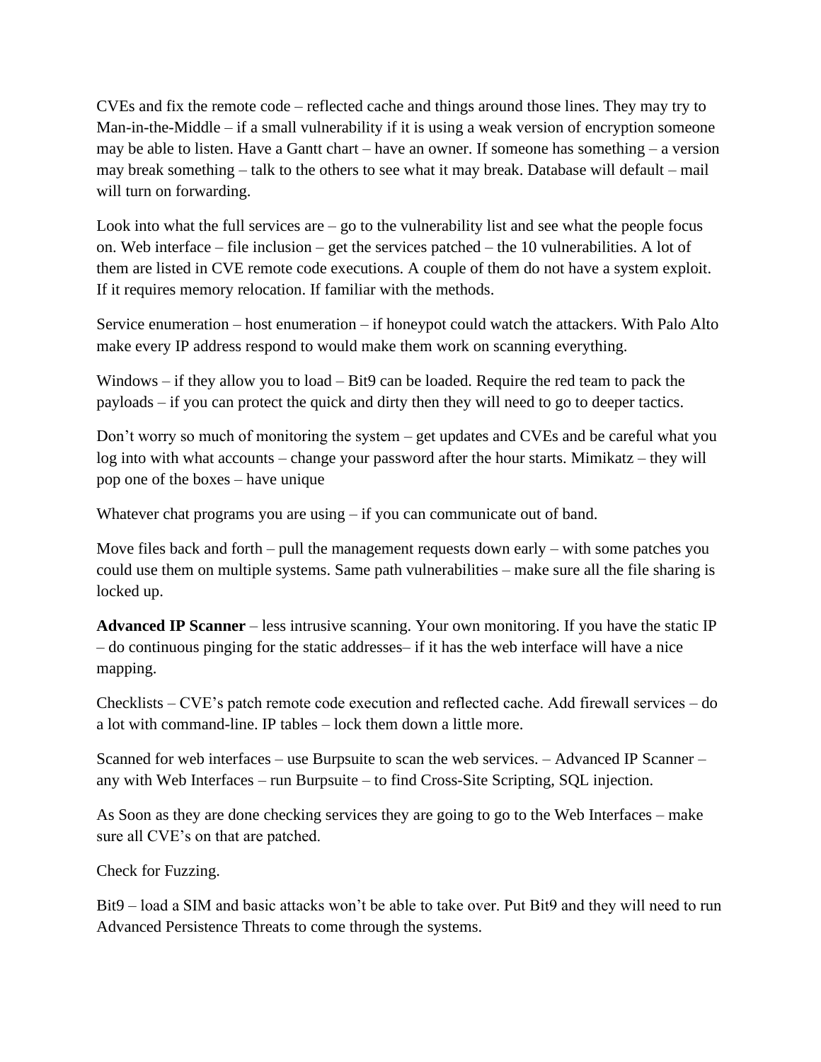CVEs and fix the remote code – reflected cache and things around those lines. They may try to Man-in-the-Middle – if a small vulnerability if it is using a weak version of encryption someone may be able to listen. Have a Gantt chart – have an owner. If someone has something – a version may break something – talk to the others to see what it may break. Database will default – mail will turn on forwarding.

Look into what the full services are – go to the vulnerability list and see what the people focus on. Web interface – file inclusion – get the services patched – the 10 vulnerabilities. A lot of them are listed in CVE remote code executions. A couple of them do not have a system exploit. If it requires memory relocation. If familiar with the methods.

Service enumeration – host enumeration – if honeypot could watch the attackers. With Palo Alto make every IP address respond to would make them work on scanning everything.

Windows – if they allow you to load – Bit9 can be loaded. Require the red team to pack the payloads – if you can protect the quick and dirty then they will need to go to deeper tactics.

Don't worry so much of monitoring the system – get updates and CVEs and be careful what you log into with what accounts – change your password after the hour starts. Mimikatz – they will pop one of the boxes – have unique

Whatever chat programs you are using – if you can communicate out of band.

Move files back and forth – pull the management requests down early – with some patches you could use them on multiple systems. Same path vulnerabilities – make sure all the file sharing is locked up.

**Advanced IP Scanner** – less intrusive scanning. Your own monitoring. If you have the static IP – do continuous pinging for the static addresses– if it has the web interface will have a nice mapping.

Checklists – CVE's patch remote code execution and reflected cache. Add firewall services – do a lot with command-line. IP tables – lock them down a little more.

Scanned for web interfaces – use Burpsuite to scan the web services. – Advanced IP Scanner – any with Web Interfaces – run Burpsuite – to find Cross-Site Scripting, SQL injection.

As Soon as they are done checking services they are going to go to the Web Interfaces – make sure all CVE's on that are patched.

Check for Fuzzing.

Bit9 – load a SIM and basic attacks won't be able to take over. Put Bit9 and they will need to run Advanced Persistence Threats to come through the systems.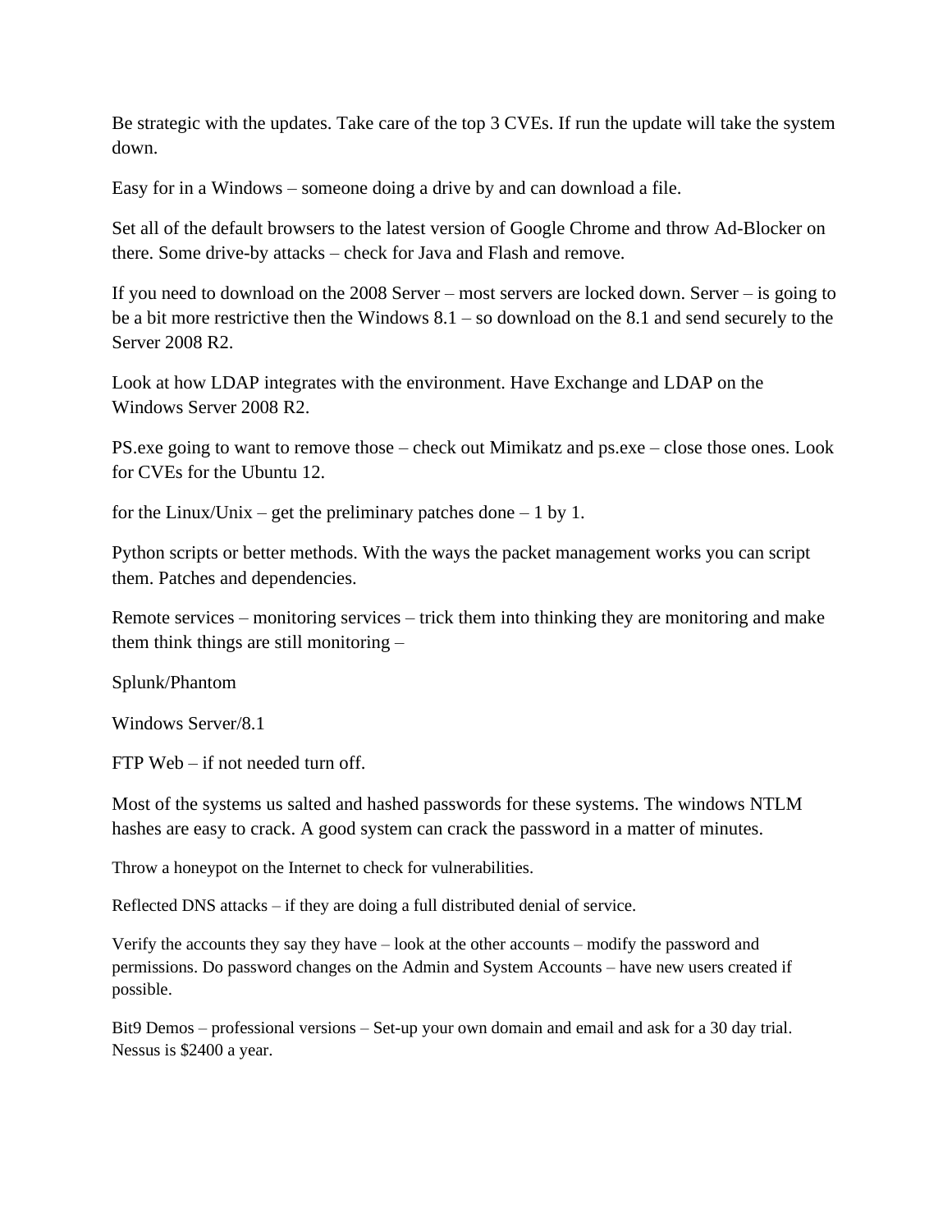Be strategic with the updates. Take care of the top 3 CVEs. If run the update will take the system down.

Easy for in a Windows – someone doing a drive by and can download a file.

Set all of the default browsers to the latest version of Google Chrome and throw Ad-Blocker on there. Some drive-by attacks – check for Java and Flash and remove.

If you need to download on the 2008 Server – most servers are locked down. Server – is going to be a bit more restrictive then the Windows 8.1 – so download on the 8.1 and send securely to the Server 2008 R2.

Look at how LDAP integrates with the environment. Have Exchange and LDAP on the Windows Server 2008 R2.

PS.exe going to want to remove those – check out Mimikatz and ps.exe – close those ones. Look for CVEs for the Ubuntu 12.

for the Linux/Unix – get the preliminary patches done – 1 by 1.

Python scripts or better methods. With the ways the packet management works you can script them. Patches and dependencies.

Remote services – monitoring services – trick them into thinking they are monitoring and make them think things are still monitoring –

Splunk/Phantom

Windows Server/8.1

FTP Web – if not needed turn off.

Most of the systems us salted and hashed passwords for these systems. The windows NTLM hashes are easy to crack. A good system can crack the password in a matter of minutes.

Throw a honeypot on the Internet to check for vulnerabilities.

Reflected DNS attacks – if they are doing a full distributed denial of service.

Verify the accounts they say they have – look at the other accounts – modify the password and permissions. Do password changes on the Admin and System Accounts – have new users created if possible.

Bit9 Demos – professional versions – Set-up your own domain and email and ask for a 30 day trial. Nessus is $2400 a year.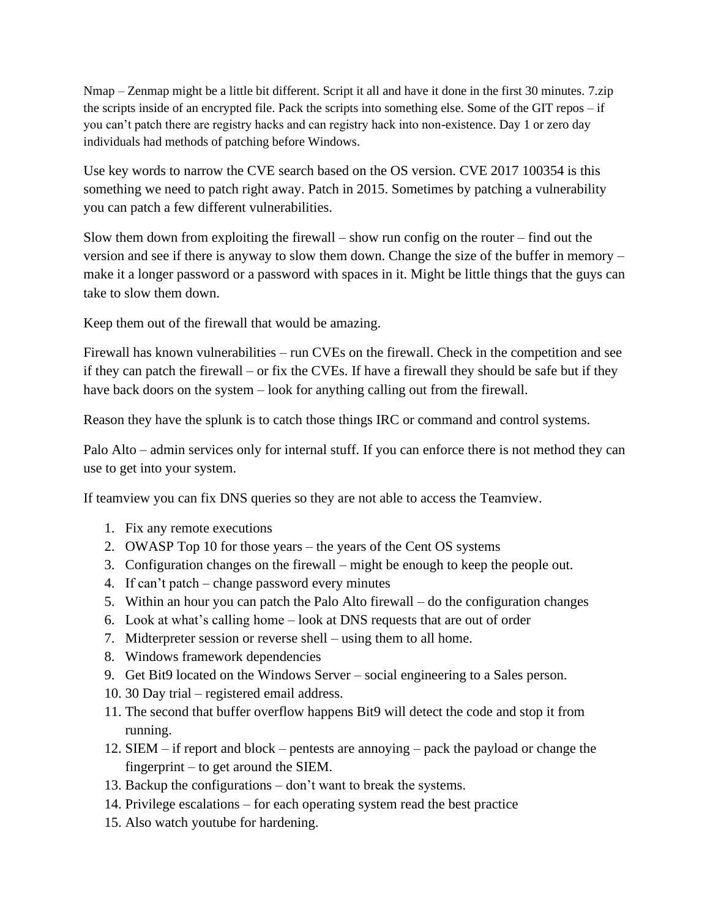Nmap – Zenmap might be a little bit different. Script it all and have it done in the first 30 minutes. 7.zip the scripts inside of an encrypted file. Pack the scripts into something else. Some of the GIT repos – if you can't patch there are registry hacks and can registry hack into non-existence. Day 1 or zero day individuals had methods of patching before Windows.

Use key words to narrow the CVE search based on the OS version. CVE 2017 100354 is this something we need to patch right away. Patch in 2015. Sometimes by patching a vulnerability you can patch a few different vulnerabilities.

Slow them down from exploiting the firewall – show run config on the router – find out the version and see if there is anyway to slow them down. Change the size of the buffer in memory – make it a longer password or a password with spaces in it. Might be little things that the guys can take to slow them down.

Keep them out of the firewall that would be amazing.

Firewall has known vulnerabilities – run CVEs on the firewall. Check in the competition and see if they can patch the firewall – or fix the CVEs. If have a firewall they should be safe but if they have back doors on the system – look for anything calling out from the firewall.

Reason they have the splunk is to catch those things IRC or command and control systems.

Palo Alto – admin services only for internal stuff. If you can enforce there is not method they can use to get into your system.

If teamview you can fix DNS queries so they are not able to access the Teamview.

1. Fix any remote executions
2. OWASP Top 10 for those years – the years of the Cent OS systems
3. Configuration changes on the firewall – might be enough to keep the people out.
4. If can't patch – change password every minutes
5. Within an hour you can patch the Palo Alto firewall – do the configuration changes
6. Look at what's calling home – look at DNS requests that are out of order
7. Midterpreter session or reverse shell – using them to all home.
8. Windows framework dependencies
9. Get Bit9 located on the Windows Server – social engineering to a Sales person.
10. 30 Day trial – registered email address.
11. The second that buffer overflow happens Bit9 will detect the code and stop it from running.
12. SIEM – if report and block – pentests are annoying – pack the payload or change the fingerprint – to get around the SIEM.
13. Backup the configurations – don't want to break the systems.
14. Privilege escalations – for each operating system read the best practice
15. Also watch youtube for hardening.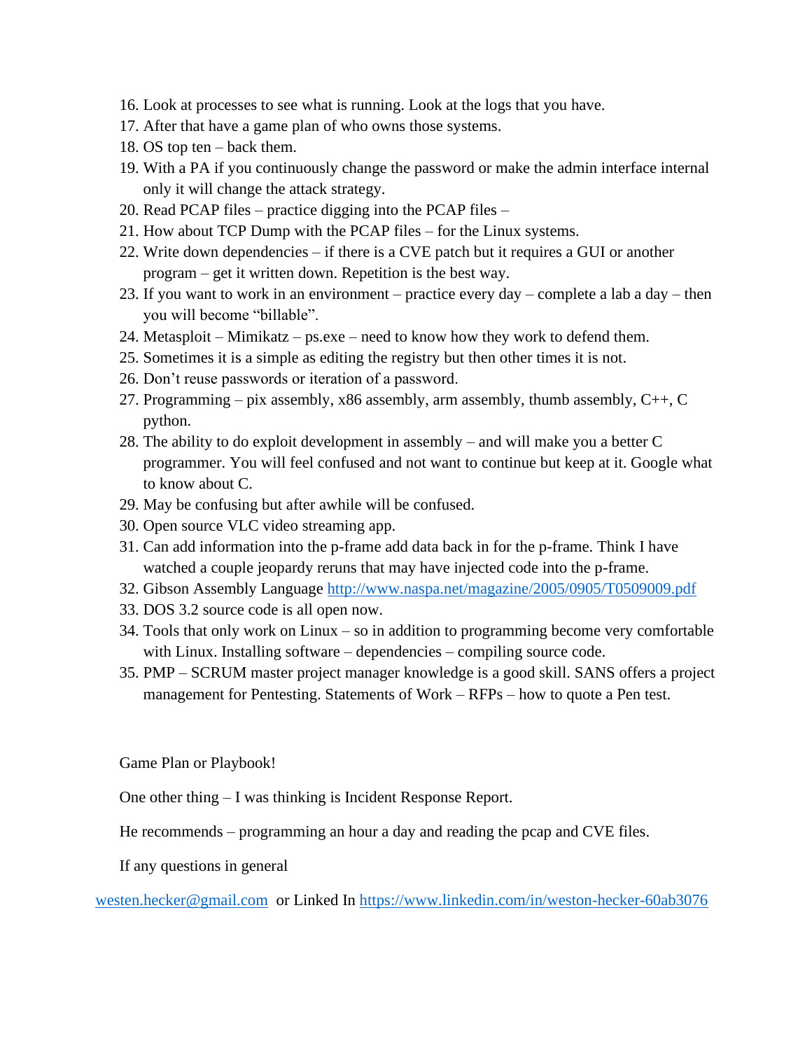16. Look at processes to see what is running. Look at the logs that you have.
17. After that have a game plan of who owns those systems.
18. OS top ten – back them.
19. With a PA if you continuously change the password or make the admin interface internal only it will change the attack strategy.
20. Read PCAP files – practice digging into the PCAP files –
21. How about TCP Dump with the PCAP files – for the Linux systems.
22. Write down dependencies – if there is a CVE patch but it requires a GUI or another program – get it written down. Repetition is the best way.
23. If you want to work in an environment – practice every day – complete a lab a day – then you will become "billable".
24. Metasploit – Mimikatz – ps.exe – need to know how they work to defend them.
25. Sometimes it is a simple as editing the registry but then other times it is not.
26. Don't reuse passwords or iteration of a password.
27. Programming – pix assembly, x86 assembly, arm assembly, thumb assembly, C++, C python.
28. The ability to do exploit development in assembly – and will make you a better C programmer. You will feel confused and not want to continue but keep at it. Google what to know about C.
29. May be confusing but after awhile will be confused.
30. Open source VLC video streaming app.
31. Can add information into the p-frame add data back in for the p-frame. Think I have watched a couple jeopardy reruns that may have injected code into the p-frame.
32. Gibson Assembly Language http://www.naspa.net/magazine/2005/0905/T0509009.pdf
33. DOS 3.2 source code is all open now.
34. Tools that only work on Linux – so in addition to programming become very comfortable with Linux. Installing software – dependencies – compiling source code.
35. PMP – SCRUM master project manager knowledge is a good skill. SANS offers a project management for Pentesting. Statements of Work – RFPs – how to quote a Pen test.

Game Plan or Playbook!

One other thing – I was thinking is Incident Response Report.

He recommends – programming an hour a day and reading the pcap and CVE files.

If any questions in general

westen.hecker@gmail.com or Linked In https://www.linkedin.com/in/weston-hecker-60ab3076